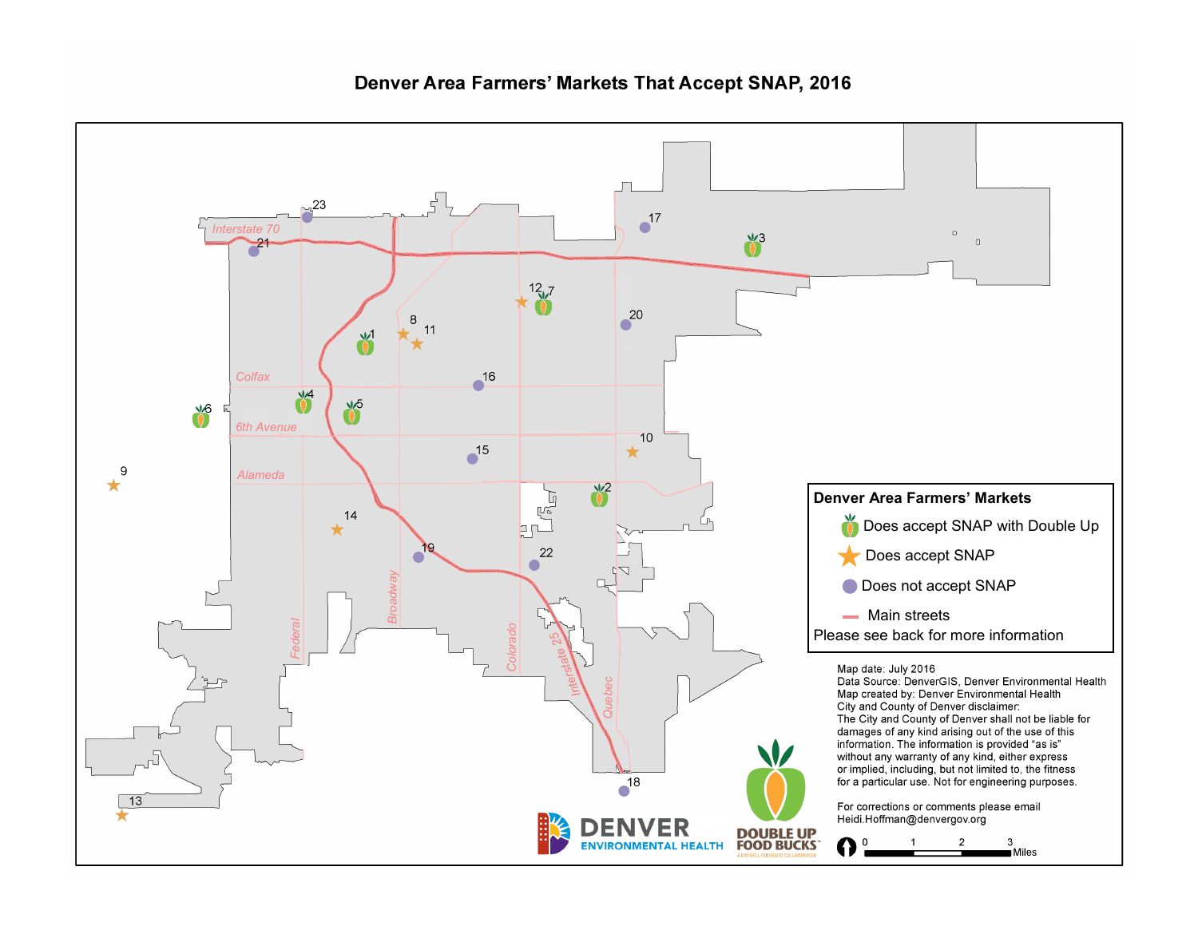# Denver Area Farmers' Markets That Accept SNAP, 2016

**Denver Area Farmers' Markets**

- Does accept SNAP with Double Up
- Does accept SNAP
- Does not accept SNAP
- Main streets

Please see back for more information

Map date: July 2016
Data Source: DenverGIS, Denver Environmental Health
Map created by: Denver Environmental Health
City and County of Denver disclaimer:
The City and County of Denver shall not be liable for damages of any kind arising out of the use of this information. The information is provided "as is" without any warranty of any kind, either express or implied, including, but not limited to, the fitness for a particular use. Not for engineering purposes.

For corrections or comments please email Heidi.Hoffman@denvergov.org

DENVER ENVIRONMENTAL HEALTH

DOUBLE UP FOOD BUCKS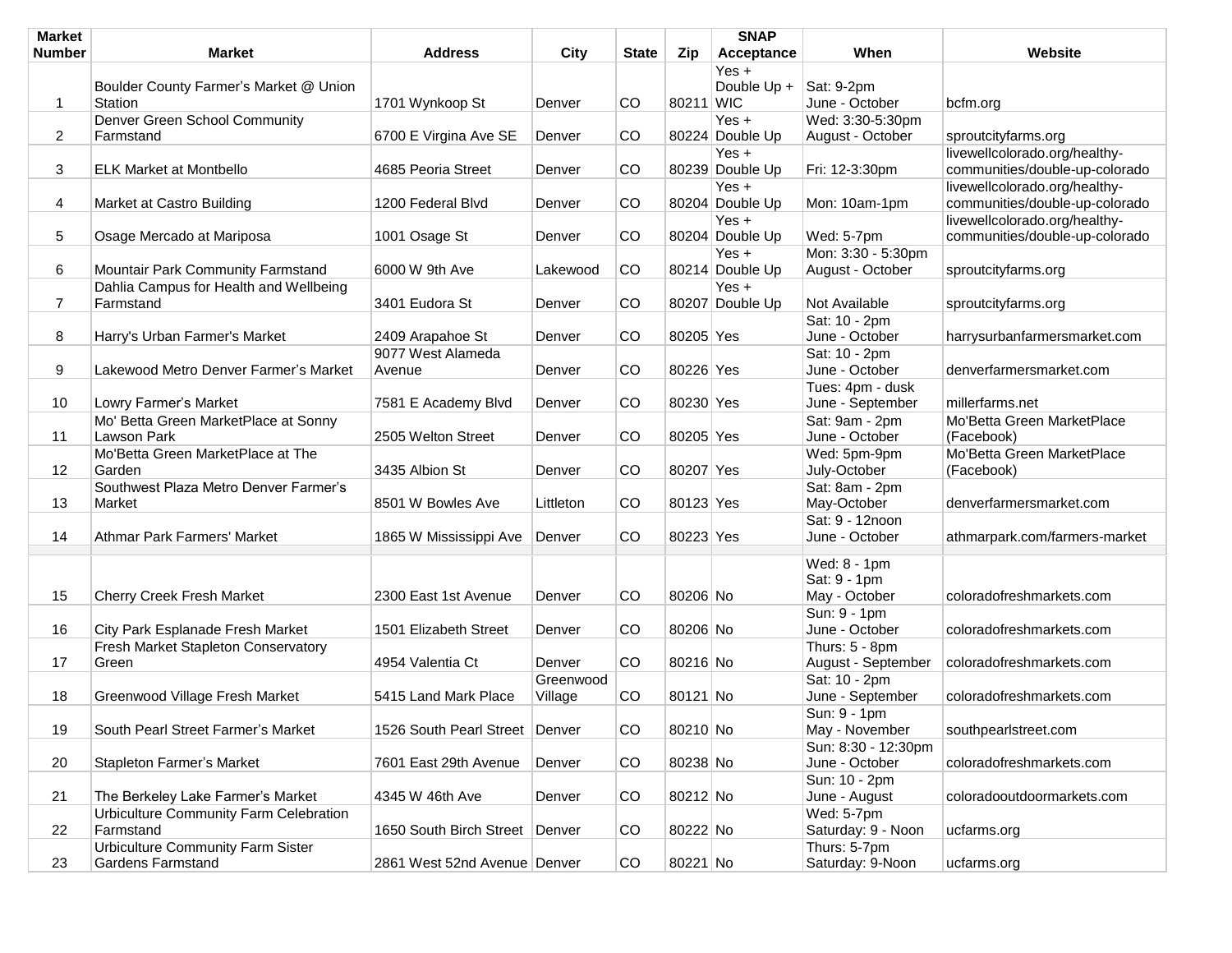| Market Number | Market | Address | City | State | Zip | SNAP Acceptance | When | Website |
|---|---|---|---|---|---|---|---|---|
| 1 | Boulder County Farmer's Market @ Union Station | 1701 Wynkoop St | Denver | CO | 80211 | Yes + Double Up + WIC | Sat: 9-2pm June - October | bcfm.org |
| 2 | Denver Green School Community Farmstand | 6700 E Virgina Ave SE | Denver | CO | 80224 | Yes + Double Up | Wed: 3:30-5:30pm August - October | sproutcityfarms.org |
| 3 | ELK Market at Montbello | 4685 Peoria Street | Denver | CO | 80239 | Yes + Double Up | Fri: 12-3:30pm | livewellcolorado.org/healthy-communities/double-up-colorado |
| 4 | Market at Castro Building | 1200 Federal Blvd | Denver | CO | 80204 | Yes + Double Up | Mon: 10am-1pm | livewellcolorado.org/healthy-communities/double-up-colorado |
| 5 | Osage Mercado at Mariposa | 1001 Osage St | Denver | CO | 80204 | Yes + Double Up | Wed: 5-7pm | livewellcolorado.org/healthy-communities/double-up-colorado |
| 6 | Mountair Park Community Farmstand | 6000 W 9th Ave | Lakewood | CO | 80214 | Yes + Double Up | Mon: 3:30 - 5:30pm August - October | sproutcityfarms.org |
| 7 | Dahlia Campus for Health and Wellbeing Farmstand | 3401 Eudora St | Denver | CO | 80207 | Yes + Double Up | Not Available | sproutcityfarms.org |
| 8 | Harry's Urban Farmer's Market | 2409 Arapahoe St | Denver | CO | 80205 | Yes | Sat: 10 - 2pm June - October | harrysurbanfarmersmarket.com |
| 9 | Lakewood Metro Denver Farmer's Market | 9077 West Alameda Avenue | Denver | CO | 80226 | Yes | Sat: 10 - 2pm June - October | denverfarmersmarket.com |
| 10 | Lowry Farmer's Market | 7581 E Academy Blvd | Denver | CO | 80230 | Yes | Tues: 4pm - dusk June - September | millerfarms.net |
| 11 | Mo' Betta Green MarketPlace at Sonny Lawson Park | 2505 Welton Street | Denver | CO | 80205 | Yes | Sat: 9am - 2pm June - October | Mo'Betta Green MarketPlace (Facebook) |
| 12 | Mo'Betta Green MarketPlace at The Garden | 3435 Albion St | Denver | CO | 80207 | Yes | Wed: 5pm-9pm July-October | Mo'Betta Green MarketPlace (Facebook) |
| 13 | Southwest Plaza Metro Denver Farmer's Market | 8501 W Bowles Ave | Littleton | CO | 80123 | Yes | Sat: 8am - 2pm May-October | denverfarmersmarket.com |
| 14 | Athmar Park Farmers' Market | 1865 W Mississippi Ave | Denver | CO | 80223 | Yes | Sat: 9 - 12noon June - October | athmarpark.com/farmers-market |
| | | | | | | | | |
| 15 | Cherry Creek Fresh Market | 2300 East 1st Avenue | Denver | CO | 80206 | No | Wed: 8 - 1pm Sat: 9 - 1pm May - October | coloradofreshmarkets.com |
| 16 | City Park Esplanade Fresh Market | 1501 Elizabeth Street | Denver | CO | 80206 | No | Sun: 9 - 1pm June - October | coloradofreshmarkets.com |
| 17 | Fresh Market Stapleton Conservatory Green | 4954 Valentia Ct | Denver | CO | 80216 | No | Thurs: 5 - 8pm August - September | coloradofreshmarkets.com |
| 18 | Greenwood Village Fresh Market | 5415 Land Mark Place | Greenwood Village | CO | 80121 | No | Sat: 10 - 2pm June - September | coloradofreshmarkets.com |
| 19 | South Pearl Street Farmer's Market | 1526 South Pearl Street | Denver | CO | 80210 | No | Sun: 9 - 1pm May - November | southpearlstreet.com |
| 20 | Stapleton Farmer's Market | 7601 East 29th Avenue | Denver | CO | 80238 | No | Sun: 8:30 - 12:30pm June - October | coloradofreshmarkets.com |
| 21 | The Berkeley Lake Farmer's Market | 4345 W 46th Ave | Denver | CO | 80212 | No | Sun: 10 - 2pm June - August | coloradooutdoormarkets.com |
| 22 | Urbiculture Community Farm Celebration Farmstand | 1650 South Birch Street | Denver | CO | 80222 | No | Wed: 5-7pm Saturday: 9 - Noon | ucfarms.org |
| 23 | Urbiculture Community Farm Sister Gardens Farmstand | 2861 West 52nd Avenue | Denver | CO | 80221 | No | Thurs: 5-7pm Saturday: 9-Noon | ucfarms.org |